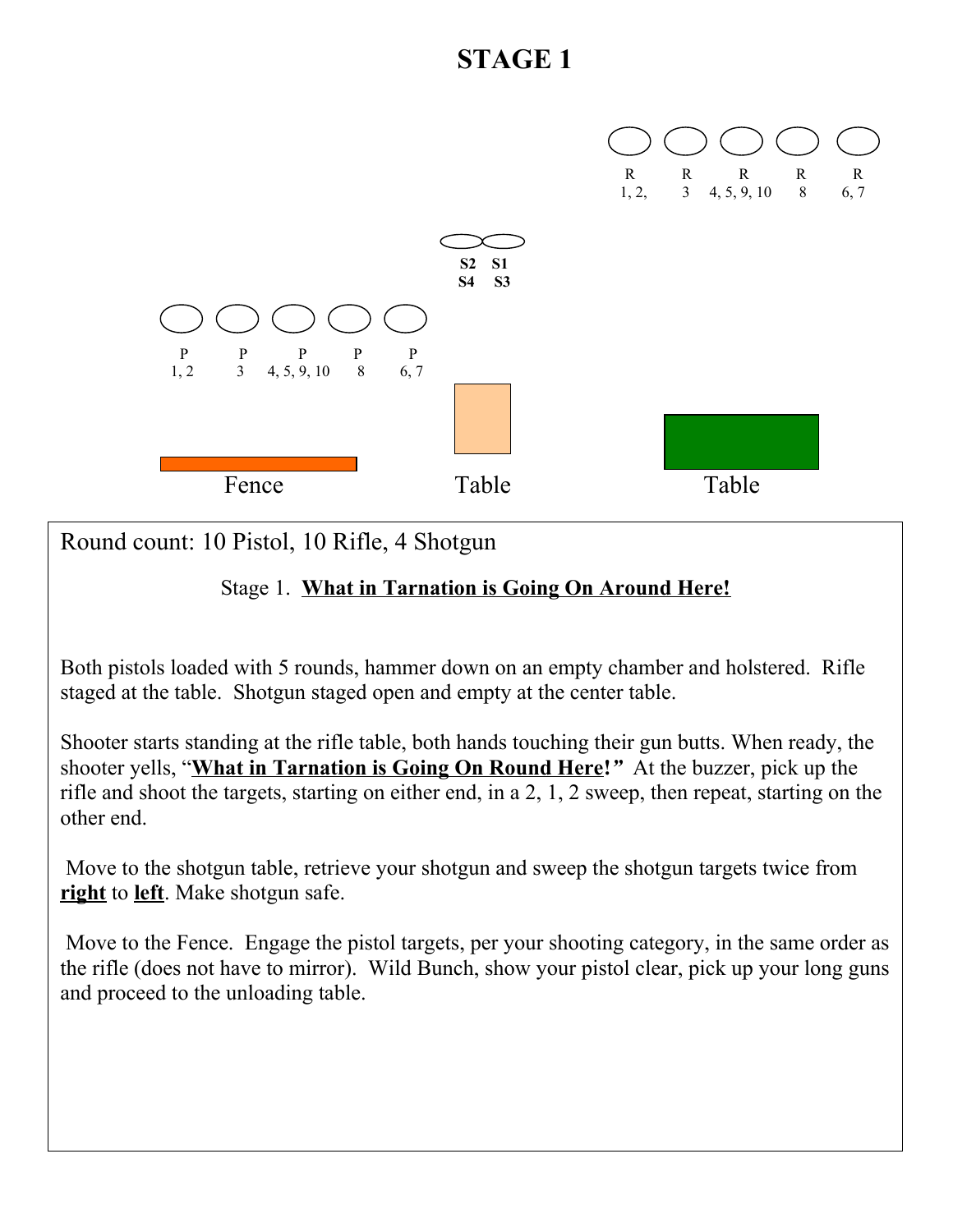# STAGE 1

| R | R | R | R | R |
|---|---|---|---|---|
| 1, 2, | 3 | 4, 5, 9, 10 | 8 | 6, 7 |

| S2 | S1 |
|---|---|
| S4 | S3 |

| P | P | P | P | P |
|---|---|---|---|---|
| 1, 2 | 3 | 4, 5, 9, 10 | 8 | 6, 7 |

Fence    Table    Table

Round count: 10 Pistol, 10 Rifle, 4 Shotgun

Stage 1. **What in Tarnation is Going On Around Here!**

Both pistols loaded with 5 rounds, hammer down on an empty chamber and holstered. Rifle staged at the table. Shotgun staged open and empty at the center table.

Shooter starts standing at the rifle table, both hands touching their gun butts. When ready, the shooter yells, "**What in Tarnation is Going On Round Here!**" At the buzzer, pick up the rifle and shoot the targets, starting on either end, in a 2, 1, 2 sweep, then repeat, starting on the other end.

Move to the shotgun table, retrieve your shotgun and sweep the shotgun targets twice from **right** to **left**. Make shotgun safe.

Move to the Fence. Engage the pistol targets, per your shooting category, in the same order as the rifle (does not have to mirror). Wild Bunch, show your pistol clear, pick up your long guns and proceed to the unloading table.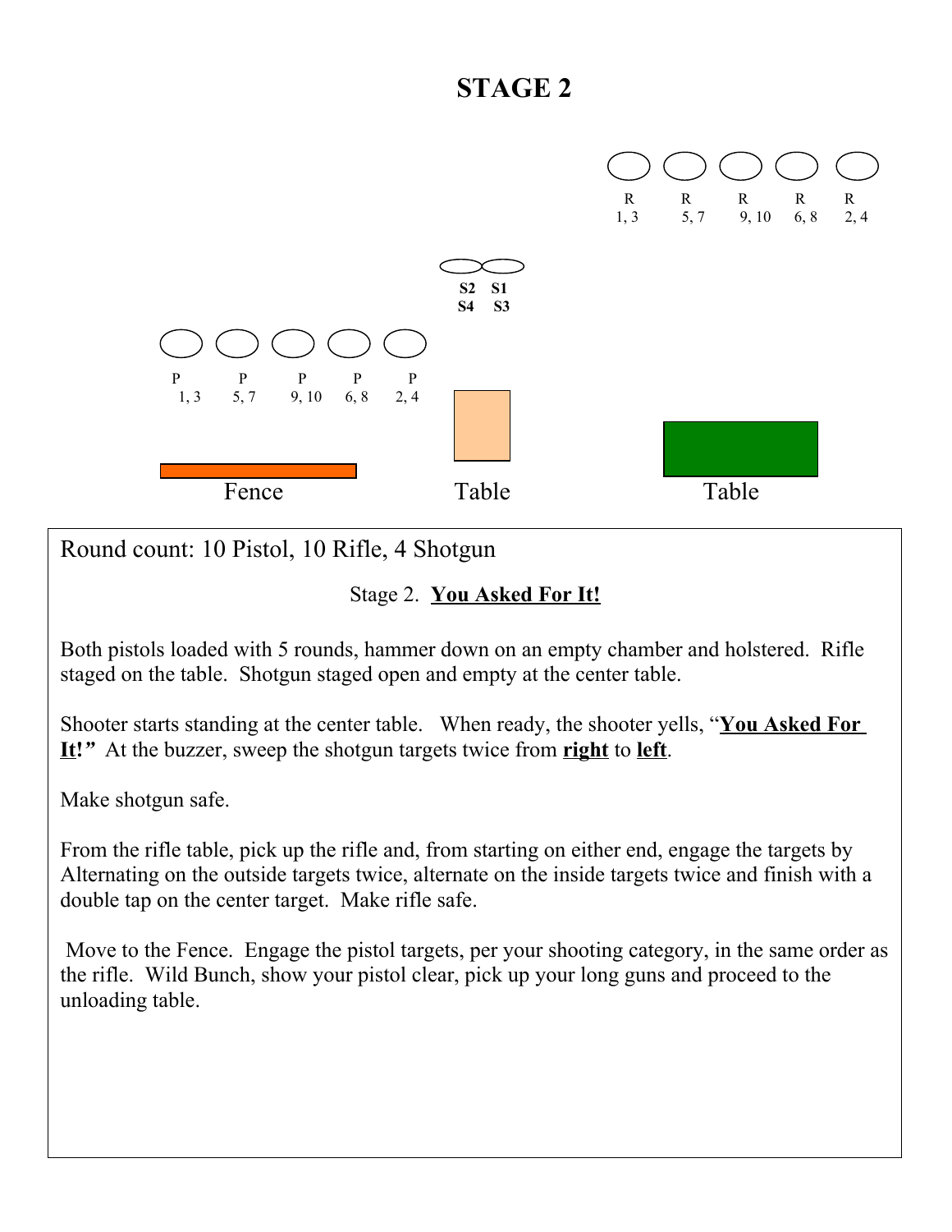# STAGE 2

R 1, 3 | R 5, 7 | R 9, 10 | R 6, 8 | R 2, 4

S2 S1
S4 S3

P 1, 3 | P 5, 7 | P 9, 10 | P 6, 8 | P 2, 4

Fence | Table | Table

Round count: 10 Pistol, 10 Rifle, 4 Shotgun

Stage 2. **You Asked For It!**

Both pistols loaded with 5 rounds, hammer down on an empty chamber and holstered. Rifle staged on the table. Shotgun staged open and empty at the center table.

Shooter starts standing at the center table. When ready, the shooter yells, "**You Asked For It!**" At the buzzer, sweep the shotgun targets twice from **right** to **left**.

Make shotgun safe.

From the rifle table, pick up the rifle and, from starting on either end, engage the targets by Alternating on the outside targets twice, alternate on the inside targets twice and finish with a double tap on the center target. Make rifle safe.

Move to the Fence. Engage the pistol targets, per your shooting category, in the same order as the rifle. Wild Bunch, show your pistol clear, pick up your long guns and proceed to the unloading table.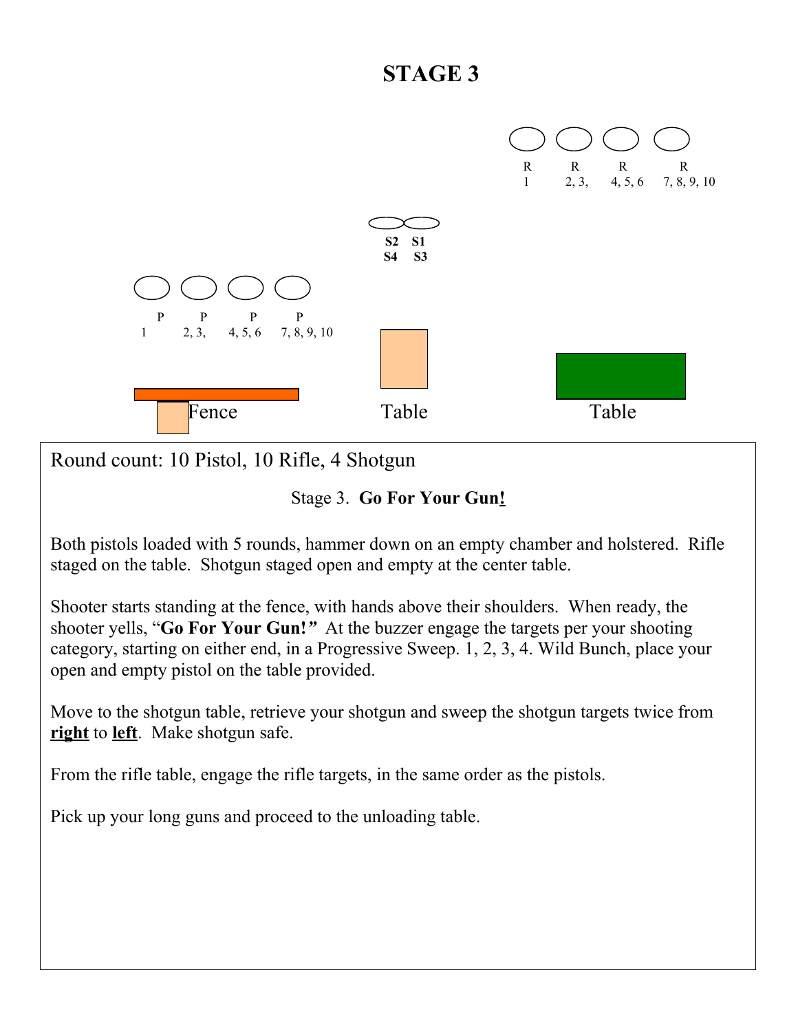# STAGE 3

R R R R
1 2, 3, 4, 5, 6 7, 8, 9, 10

S2 S1
S4 S3

P P P P
1 2, 3, 4, 5, 6 7, 8, 9, 10

Fence Table Table

Round count: 10 Pistol, 10 Rifle, 4 Shotgun

Stage 3. **Go For Your Gun!**

Both pistols loaded with 5 rounds, hammer down on an empty chamber and holstered. Rifle staged on the table. Shotgun staged open and empty at the center table.

Shooter starts standing at the fence, with hands above their shoulders. When ready, the shooter yells, "**Go For Your Gun!**" At the buzzer engage the targets per your shooting category, starting on either end, in a Progressive Sweep. 1, 2, 3, 4. Wild Bunch, place your open and empty pistol on the table provided.

Move to the shotgun table, retrieve your shotgun and sweep the shotgun targets twice from **right** to **left**. Make shotgun safe.

From the rifle table, engage the rifle targets, in the same order as the pistols.

Pick up your long guns and proceed to the unloading table.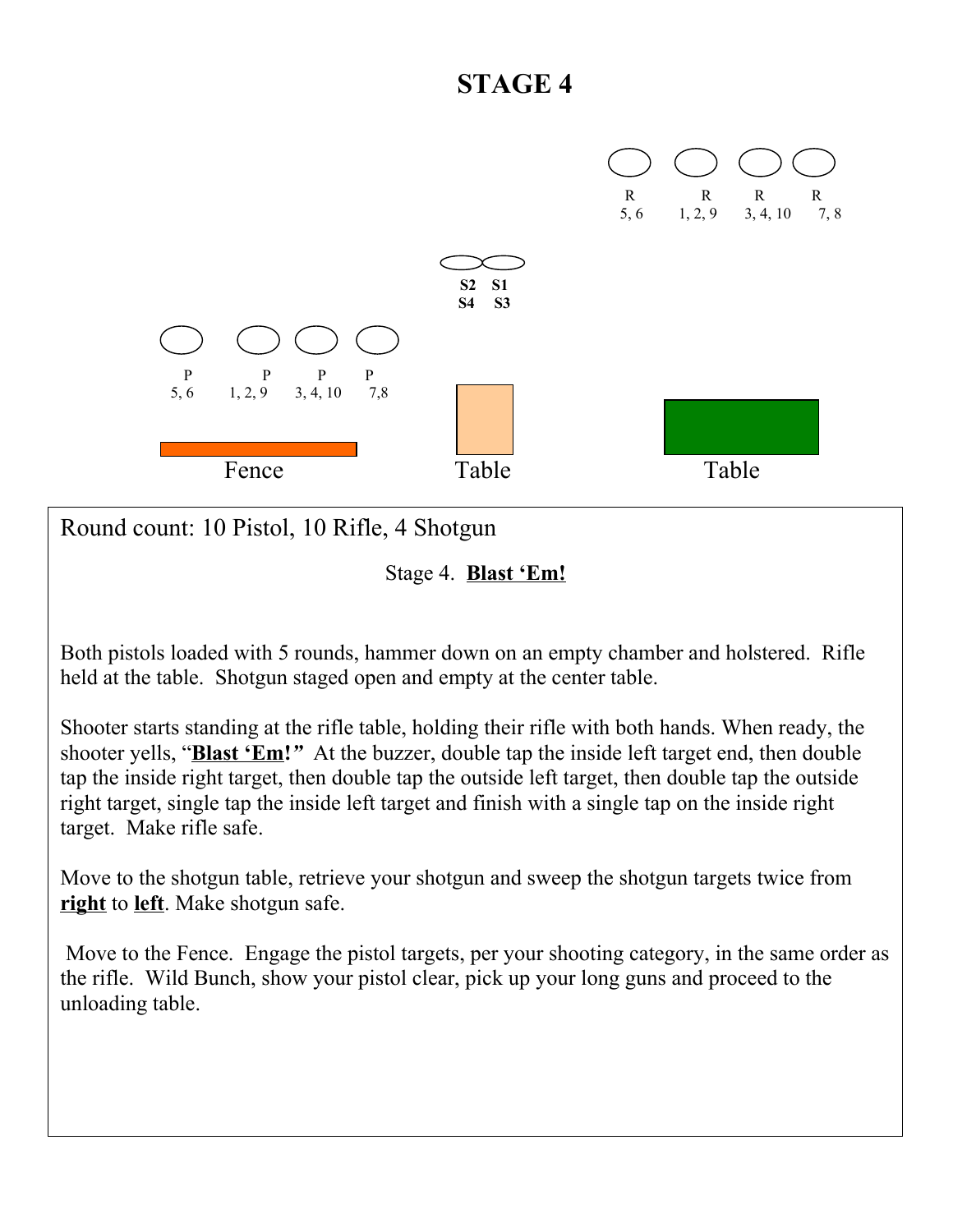# STAGE 4

R
5, 6

R
1, 2, 9

R
3, 4, 10

R
7, 8

S2 S1
S4 S3

P
5, 6

P
1, 2, 9

P
3, 4, 10

P
7,8

Fence

Table

Table

Round count: 10 Pistol, 10 Rifle, 4 Shotgun

Stage 4. **Blast 'Em!**

Both pistols loaded with 5 rounds, hammer down on an empty chamber and holstered. Rifle held at the table. Shotgun staged open and empty at the center table.

Shooter starts standing at the rifle table, holding their rifle with both hands. When ready, the shooter yells, "**Blast 'Em!"** At the buzzer, double tap the inside left target end, then double tap the inside right target, then double tap the outside left target, then double tap the outside right target, single tap the inside left target and finish with a single tap on the inside right target. Make rifle safe.

Move to the shotgun table, retrieve your shotgun and sweep the shotgun targets twice from **right** to **left**. Make shotgun safe.

Move to the Fence. Engage the pistol targets, per your shooting category, in the same order as the rifle. Wild Bunch, show your pistol clear, pick up your long guns and proceed to the unloading table.